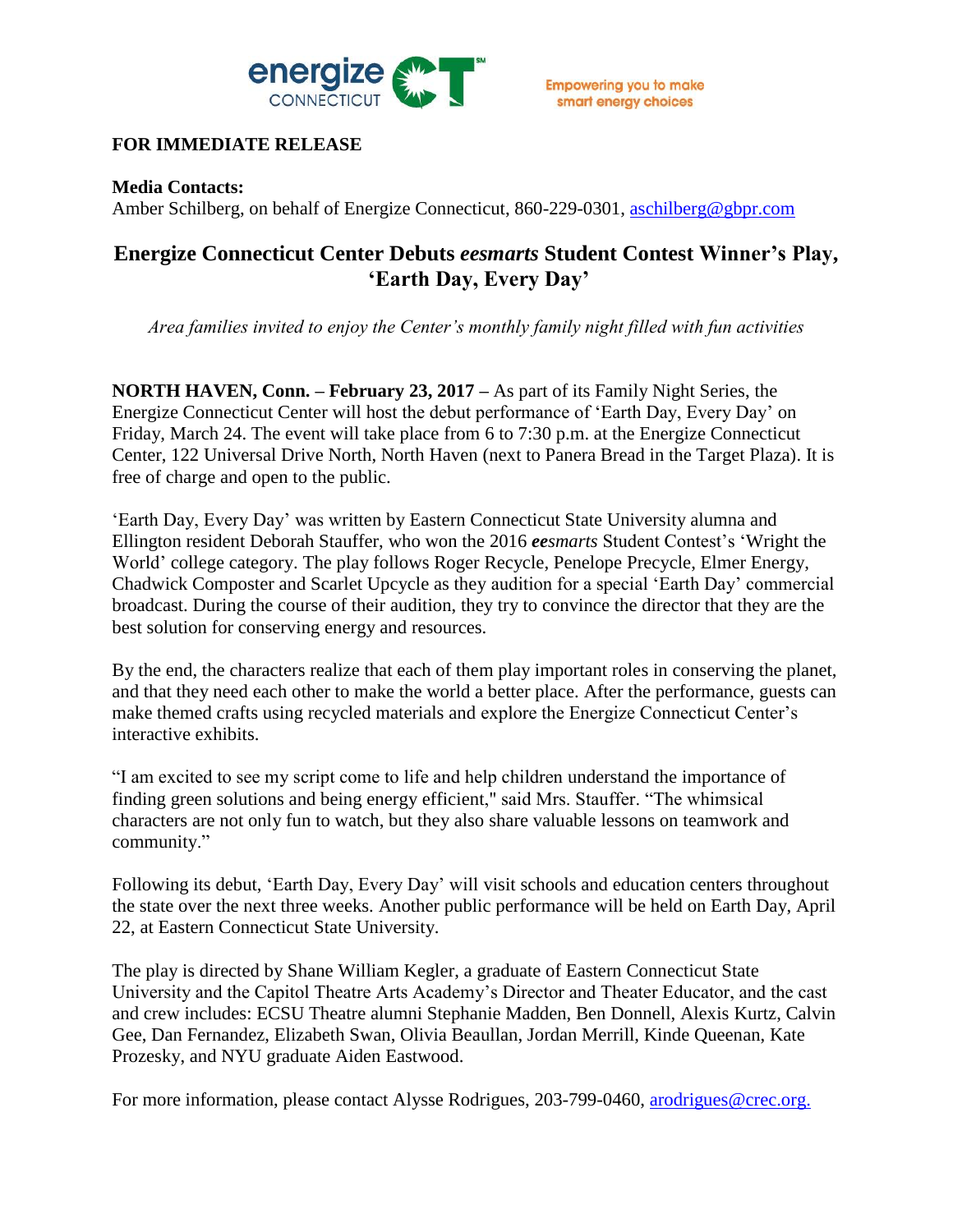energize CONNECTICUT CT℠

Empowering you to make smart energy choices

**FOR IMMEDIATE RELEASE**

**Media Contacts:**
Amber Schilberg, on behalf of Energize Connecticut, 860-229-0301, aschilberg@gbpr.com

# Energize Connecticut Center Debuts *eesmarts* Student Contest Winner's Play, 'Earth Day, Every Day'

*Area families invited to enjoy the Center's monthly family night filled with fun activities*

**NORTH HAVEN, Conn. – February 23, 2017 –** As part of its Family Night Series, the Energize Connecticut Center will host the debut performance of 'Earth Day, Every Day' on Friday, March 24. The event will take place from 6 to 7:30 p.m. at the Energize Connecticut Center, 122 Universal Drive North, North Haven (next to Panera Bread in the Target Plaza). It is free of charge and open to the public.

'Earth Day, Every Day' was written by Eastern Connecticut State University alumna and Ellington resident Deborah Stauffer, who won the 2016 ***ee****smarts* Student Contest's 'Wright the World' college category. The play follows Roger Recycle, Penelope Precycle, Elmer Energy, Chadwick Composter and Scarlet Upcycle as they audition for a special 'Earth Day' commercial broadcast. During the course of their audition, they try to convince the director that they are the best solution for conserving energy and resources.

By the end, the characters realize that each of them play important roles in conserving the planet, and that they need each other to make the world a better place. After the performance, guests can make themed crafts using recycled materials and explore the Energize Connecticut Center's interactive exhibits.

"I am excited to see my script come to life and help children understand the importance of finding green solutions and being energy efficient," said Mrs. Stauffer. "The whimsical characters are not only fun to watch, but they also share valuable lessons on teamwork and community."

Following its debut, 'Earth Day, Every Day' will visit schools and education centers throughout the state over the next three weeks. Another public performance will be held on Earth Day, April 22, at Eastern Connecticut State University.

The play is directed by Shane William Kegler, a graduate of Eastern Connecticut State University and the Capitol Theatre Arts Academy's Director and Theater Educator, and the cast and crew includes: ECSU Theatre alumni Stephanie Madden, Ben Donnell, Alexis Kurtz, Calvin Gee, Dan Fernandez, Elizabeth Swan, Olivia Beaullan, Jordan Merrill, Kinde Queenan, Kate Prozesky, and NYU graduate Aiden Eastwood.

For more information, please contact Alysse Rodrigues, 203-799-0460, arodrigues@crec.org.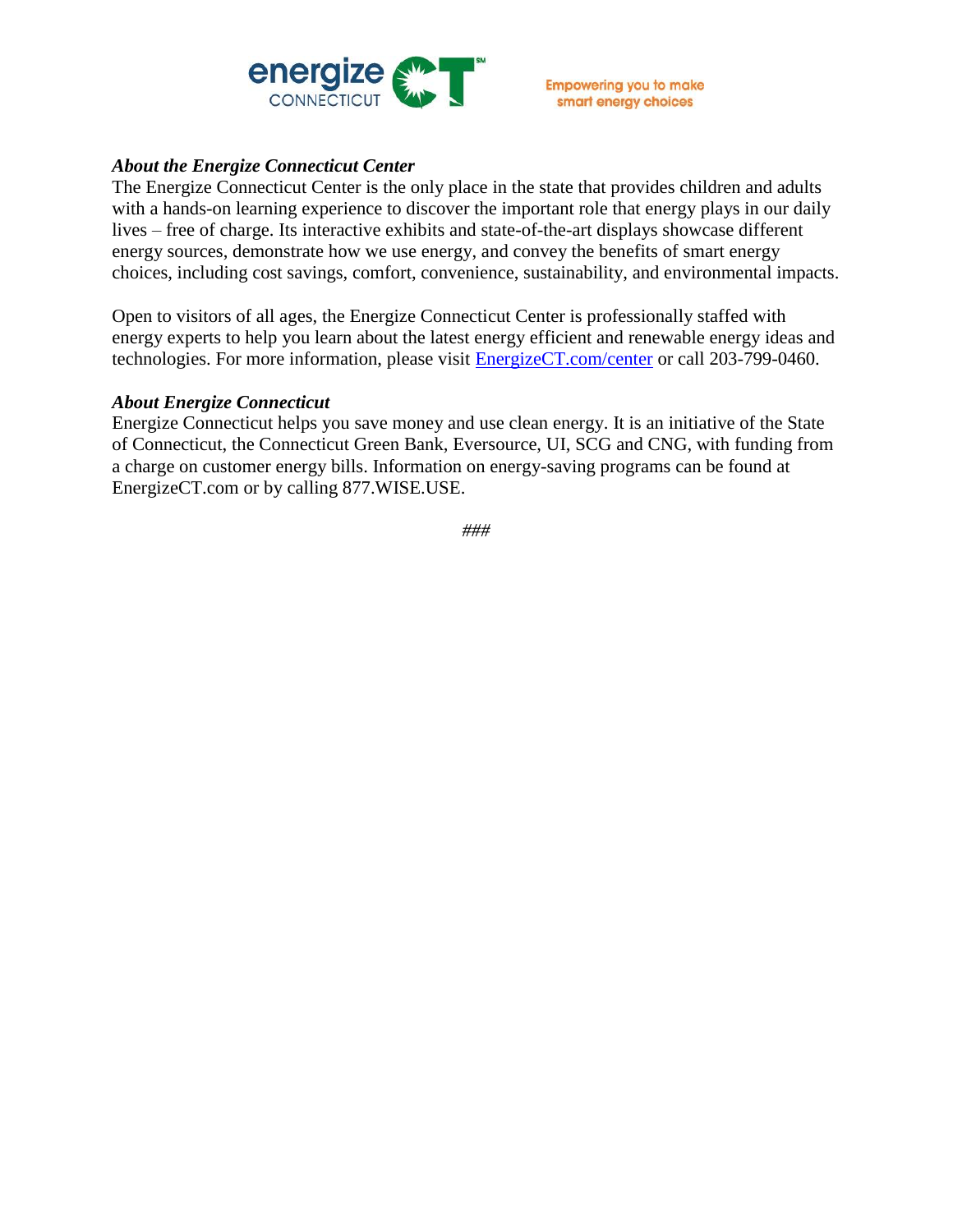energize CONNECTICUT

Empowering you to make smart energy choices

***About the Energize Connecticut Center***

The Energize Connecticut Center is the only place in the state that provides children and adults with a hands-on learning experience to discover the important role that energy plays in our daily lives – free of charge. Its interactive exhibits and state-of-the-art displays showcase different energy sources, demonstrate how we use energy, and convey the benefits of smart energy choices, including cost savings, comfort, convenience, sustainability, and environmental impacts.

Open to visitors of all ages, the Energize Connecticut Center is professionally staffed with energy experts to help you learn about the latest energy efficient and renewable energy ideas and technologies. For more information, please visit [EnergizeCT.com/center](EnergizeCT.com/center) or call 203-799-0460.

***About Energize Connecticut***

Energize Connecticut helps you save money and use clean energy. It is an initiative of the State of Connecticut, the Connecticut Green Bank, Eversource, UI, SCG and CNG, with funding from a charge on customer energy bills. Information on energy-saving programs can be found at EnergizeCT.com or by calling 877.WISE.USE.

###